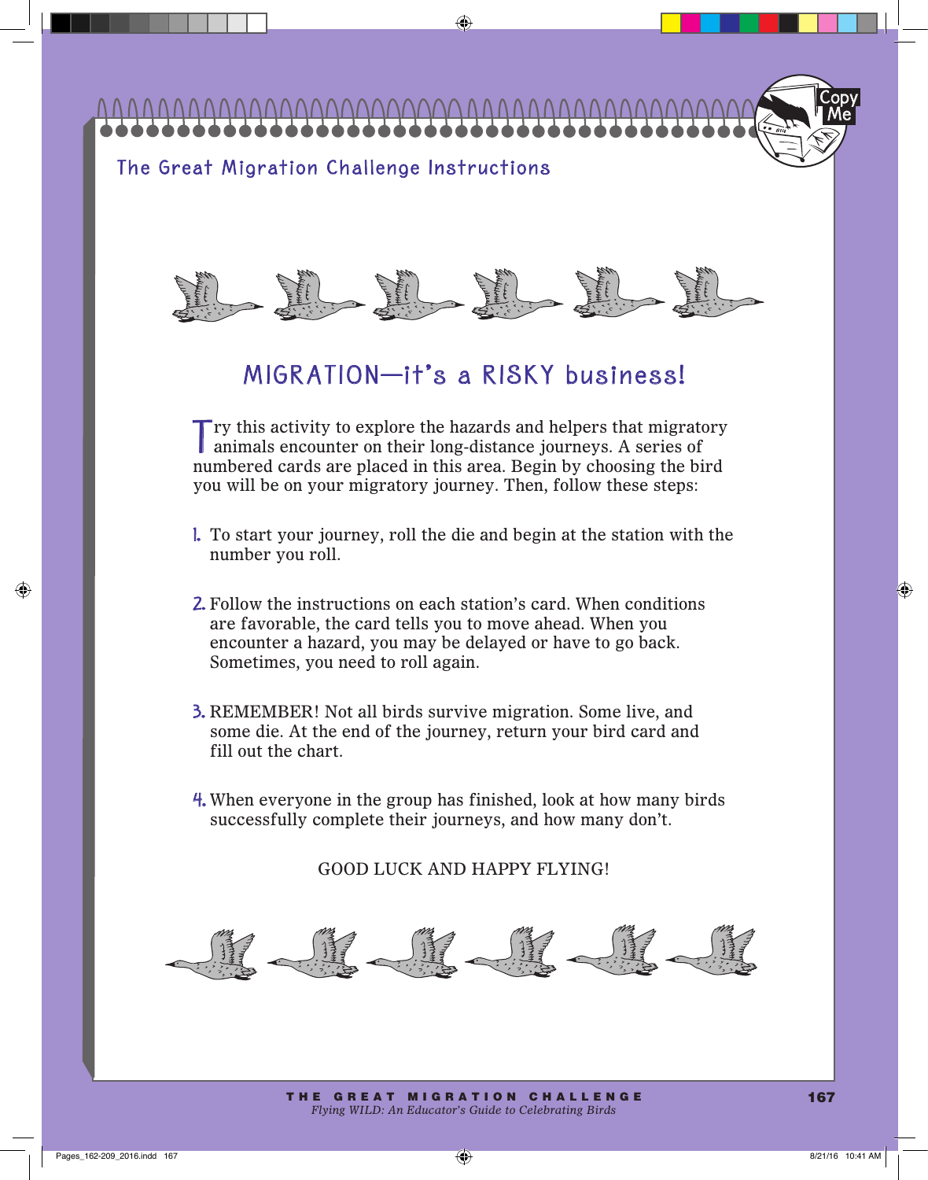## The Great Migration Challenge Instructions

# MIGRATION—it's a RISKY business!

Try this activity to explore the hazards and helpers that migratory animals encounter on their long-distance journeys. A series of numbered cards are placed in this area. Begin by choosing the bird you will be on your migratory journey. Then, follow these steps:

1. To start your journey, roll the die and begin at the station with the number you roll.

2. Follow the instructions on each station's card. When conditions are favorable, the card tells you to move ahead. When you encounter a hazard, you may be delayed or have to go back. Sometimes, you need to roll again.

3. REMEMBER! Not all birds survive migration. Some live, and some die. At the end of the journey, return your bird card and fill out the chart.

4. When everyone in the group has finished, look at how many birds successfully complete their journeys, and how many don't.

GOOD LUCK AND HAPPY FLYING!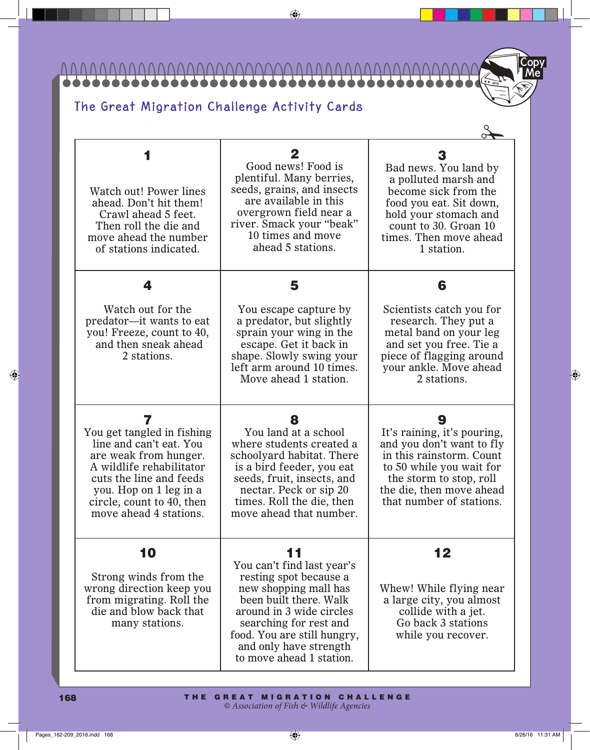## The Great Migration Challenge Activity Cards

| 1 | 2 | 3 |
|---|---|---|
| Watch out! Power lines ahead. Don't hit them! Crawl ahead 5 feet. Then roll the die and move ahead the number of stations indicated. | Good news! Food is plentiful. Many berries, seeds, grains, and insects are available in this overgrown field near a river. Smack your "beak" 10 times and move ahead 5 stations. | Bad news. You land by a polluted marsh and become sick from the food you eat. Sit down, hold your stomach and count to 30. Groan 10 times. Then move ahead 1 station. |
| **4** | **5** | **6** |
| Watch out for the predator—it wants to eat you! Freeze, count to 40, and then sneak ahead 2 stations. | You escape capture by a predator, but slightly sprain your wing in the escape. Get it back in shape. Slowly swing your left arm around 10 times. Move ahead 1 station. | Scientists catch you for research. They put a metal band on your leg and set you free. Tie a piece of flagging around your ankle. Move ahead 2 stations. |
| **7** | **8** | **9** |
| You get tangled in fishing line and can't eat. You are weak from hunger. A wildlife rehabilitator cuts the line and feeds you. Hop on 1 leg in a circle, count to 40, then move ahead 4 stations. | You land at a school where students created a schoolyard habitat. There is a bird feeder, you eat seeds, fruit, insects, and nectar. Peck or sip 20 times. Roll the die, then move ahead that number. | It's raining, it's pouring, and you don't want to fly in this rainstorm. Count to 50 while you wait for the storm to stop, roll the die, then move ahead that number of stations. |
| **10** | **11** | **12** |
| Strong winds from the wrong direction keep you from migrating. Roll the die and blow back that many stations. | You can't find last year's resting spot because a new shopping mall has been built there. Walk around in 3 wide circles searching for rest and food. You are still hungry, and only have strength to move ahead 1 station. | Whew! While flying near a large city, you almost collide with a jet. Go back 3 stations while you recover. |

© Association of Fish & Wildlife Agencies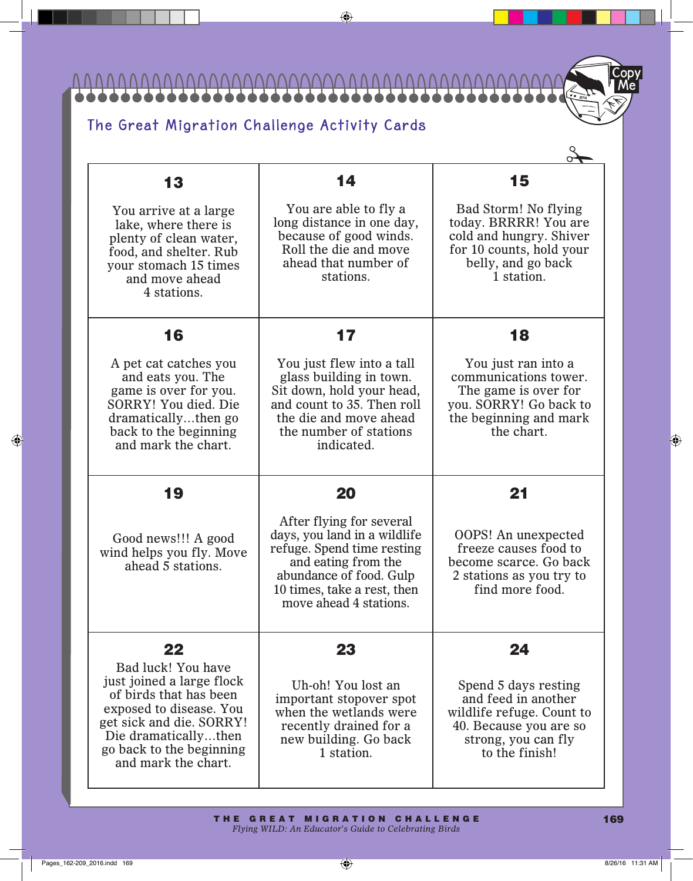## The Great Migration Challenge Activity Cards

| 13 | 14 | 15 |
|---|---|---|
| You arrive at a large lake, where there is plenty of clean water, food, and shelter. Rub your stomach 15 times and move ahead 4 stations. | You are able to fly a long distance in one day, because of good winds. Roll the die and move ahead that number of stations. | Bad Storm! No flying today. BRRRR! You are cold and hungry. Shiver for 10 counts, hold your belly, and go back 1 station. |
| **16** | **17** | **18** |
| A pet cat catches you and eats you. The game is over for you. SORRY! You died. Die dramatically…then go back to the beginning and mark the chart. | You just flew into a tall glass building in town. Sit down, hold your head, and count to 35. Then roll the die and move ahead the number of stations indicated. | You just ran into a communications tower. The game is over for you. SORRY! Go back to the beginning and mark the chart. |
| **19** | **20** | **21** |
| Good news!!! A good wind helps you fly. Move ahead 5 stations. | After flying for several days, you land in a wildlife refuge. Spend time resting and eating from the abundance of food. Gulp 10 times, take a rest, then move ahead 4 stations. | OOPS! An unexpected freeze causes food to become scarce. Go back 2 stations as you try to find more food. |
| **22** | **23** | **24** |
| Bad luck! You have just joined a large flock of birds that has been exposed to disease. You get sick and die. SORRY! Die dramatically…then go back to the beginning and mark the chart. | Uh-oh! You lost an important stopover spot when the wetlands were recently drained for a new building. Go back 1 station. | Spend 5 days resting and feed in another wildlife refuge. Count to 40. Because you are so strong, you can fly to the finish! |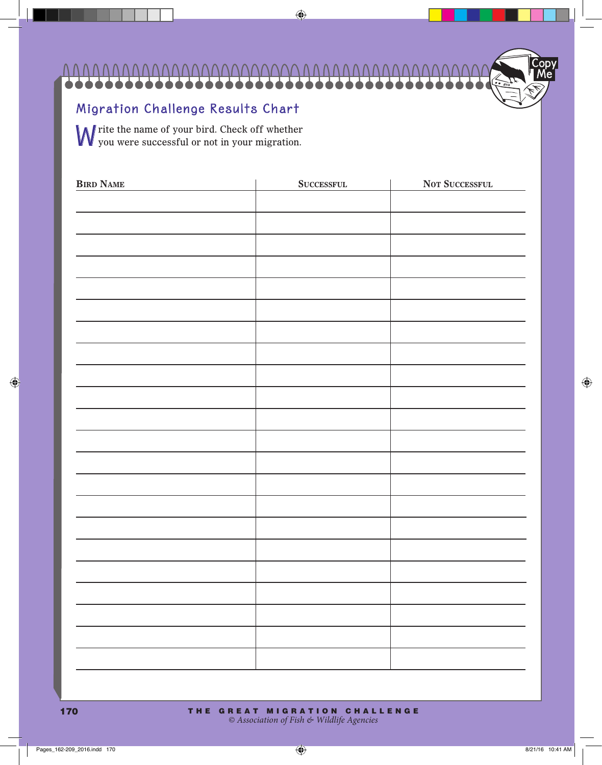## Migration Challenge Results Chart

Write the name of your bird. Check off whether you were successful or not in your migration.

| Bird Name | Successful | Not Successful |
|---|---|---|
| | | |
| | | |
| | | |
| | | |
| | | |
| | | |
| | | |
| | | |
| | | |
| | | |
| | | |
| | | |
| | | |
| | | |
| | | |
| | | |
| | | |
| | | |
| | | |
| | | |
| | | |
| | | |
| | | |